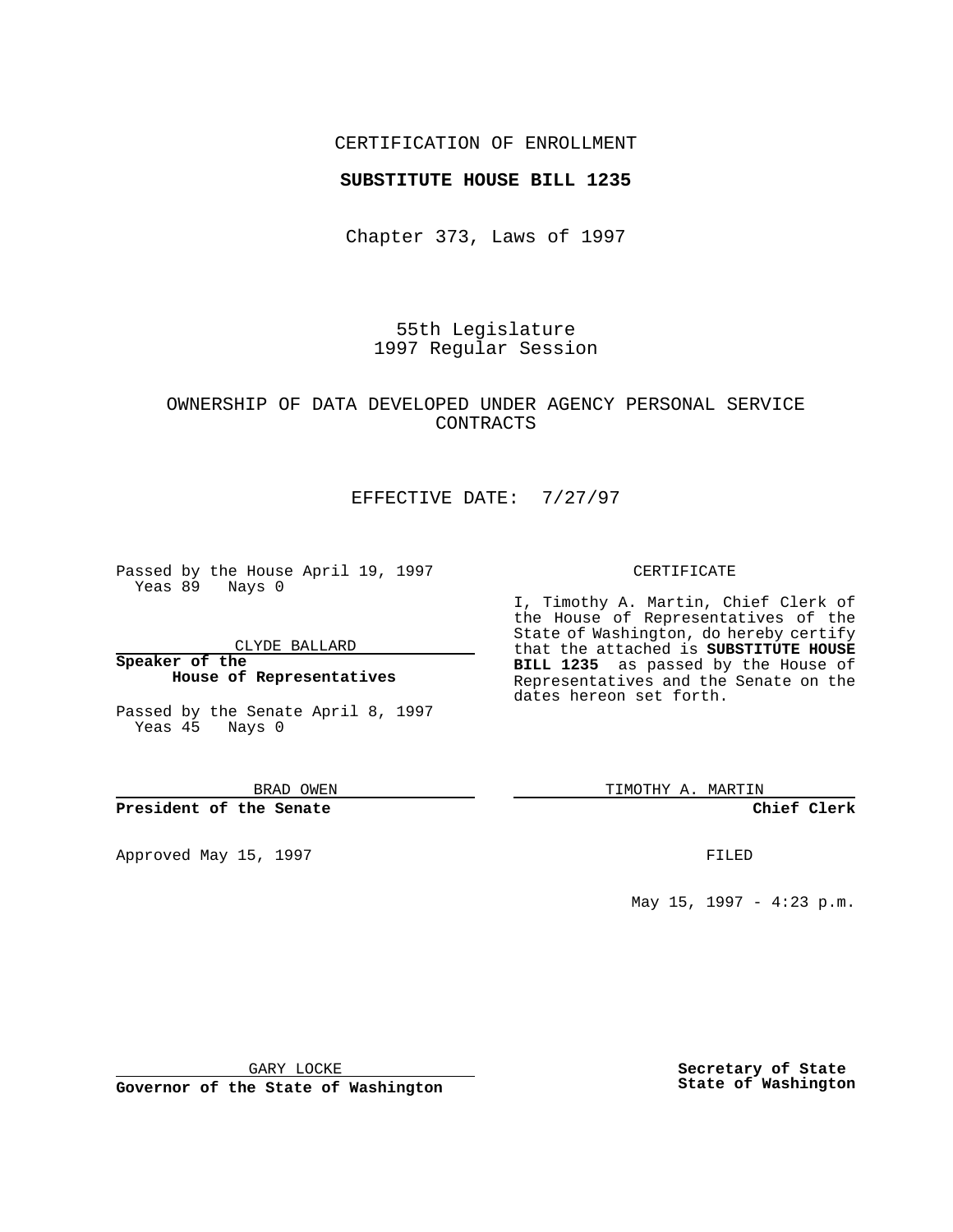CERTIFICATION OF ENROLLMENT

**SUBSTITUTE HOUSE BILL 1235**

Chapter 373, Laws of 1997

55th Legislature
1997 Regular Session

OWNERSHIP OF DATA DEVELOPED UNDER AGENCY PERSONAL SERVICE CONTRACTS

EFFECTIVE DATE: 7/27/97

Passed by the House April 19, 1997
Yeas 89 Nays 0

CLYDE BALLARD

**Speaker of the House of Representatives**

Passed by the Senate April 8, 1997
Yeas 45 Nays 0

BRAD OWEN

**President of the Senate**

Approved May 15, 1997

GARY LOCKE

**Governor of the State of Washington**

CERTIFICATE

I, Timothy A. Martin, Chief Clerk of the House of Representatives of the State of Washington, do hereby certify that the attached is **SUBSTITUTE HOUSE BILL 1235** as passed by the House of Representatives and the Senate on the dates hereon set forth.

TIMOTHY A. MARTIN

**Chief Clerk**

FILED

May 15, 1997 - 4:23 p.m.

**Secretary of State**
**State of Washington**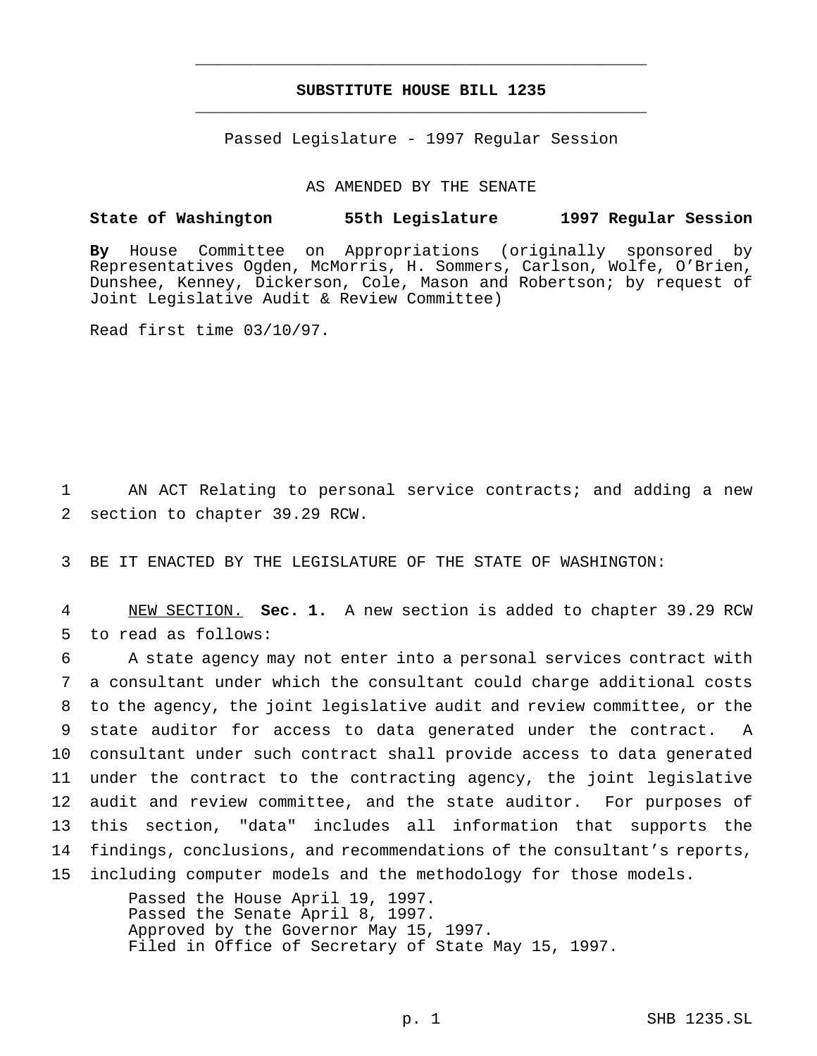# SUBSTITUTE HOUSE BILL 1235

Passed Legislature - 1997 Regular Session

AS AMENDED BY THE SENATE

**State of Washington 55th Legislature 1997 Regular Session**

**By** House Committee on Appropriations (originally sponsored by Representatives Ogden, McMorris, H. Sommers, Carlson, Wolfe, O'Brien, Dunshee, Kenney, Dickerson, Cole, Mason and Robertson; by request of Joint Legislative Audit & Review Committee)

Read first time 03/10/97.

AN ACT Relating to personal service contracts; and adding a new section to chapter 39.29 RCW.

BE IT ENACTED BY THE LEGISLATURE OF THE STATE OF WASHINGTON:

NEW SECTION. **Sec. 1.** A new section is added to chapter 39.29 RCW to read as follows:

A state agency may not enter into a personal services contract with a consultant under which the consultant could charge additional costs to the agency, the joint legislative audit and review committee, or the state auditor for access to data generated under the contract. A consultant under such contract shall provide access to data generated under the contract to the contracting agency, the joint legislative audit and review committee, and the state auditor. For purposes of this section, "data" includes all information that supports the findings, conclusions, and recommendations of the consultant's reports, including computer models and the methodology for those models.

Passed the House April 19, 1997.
Passed the Senate April 8, 1997.
Approved by the Governor May 15, 1997.
Filed in Office of Secretary of State May 15, 1997.